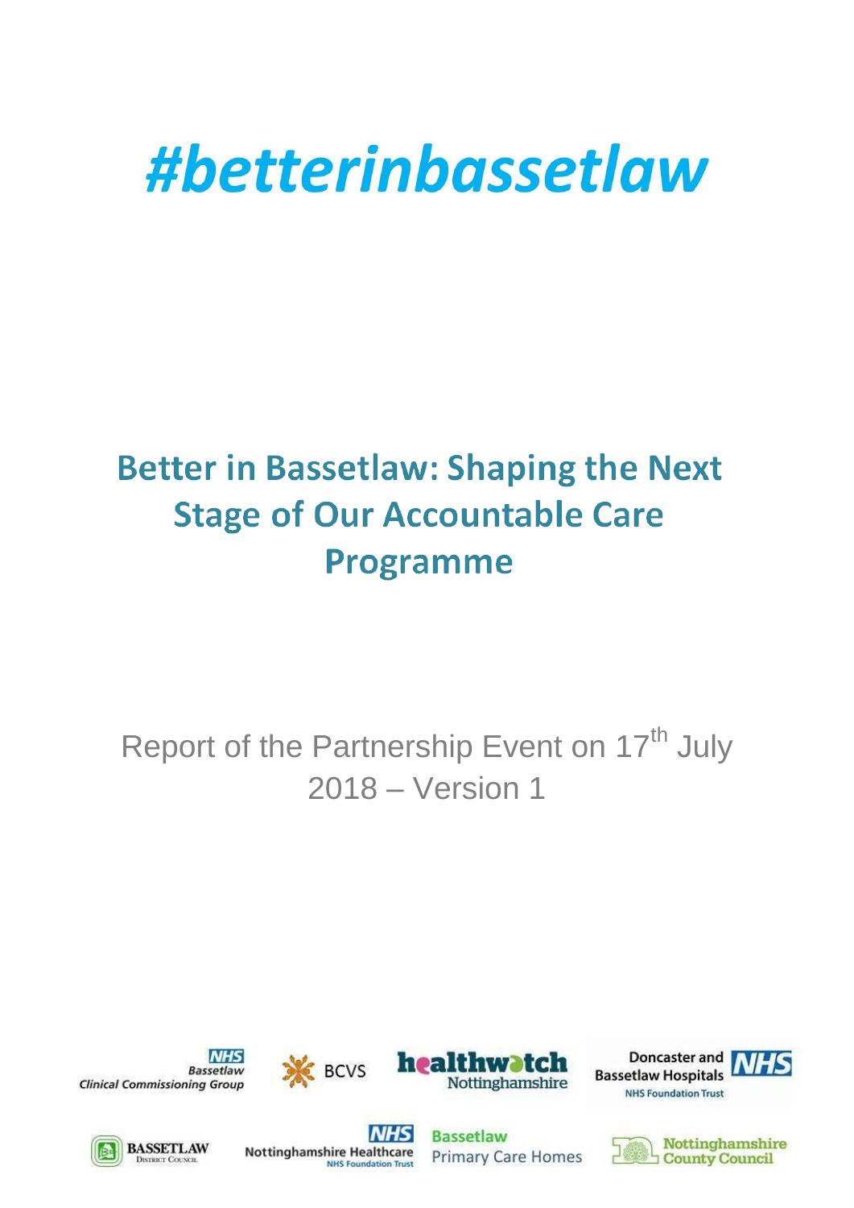# #betterinbassetlaw

## Better in Bassetlaw: Shaping the Next Stage of Our Accountable Care Programme

Report of the Partnership Event on 17th July 2018 – Version 1

NHS Bassetlaw Clinical Commissioning Group

BCVS

healthwatch Nottinghamshire

Doncaster and Bassetlaw Hospitals NHS Foundation Trust

BASSETLAW District Council

Nottinghamshire Healthcare NHS Foundation Trust

Bassetlaw Primary Care Homes

Nottinghamshire County Council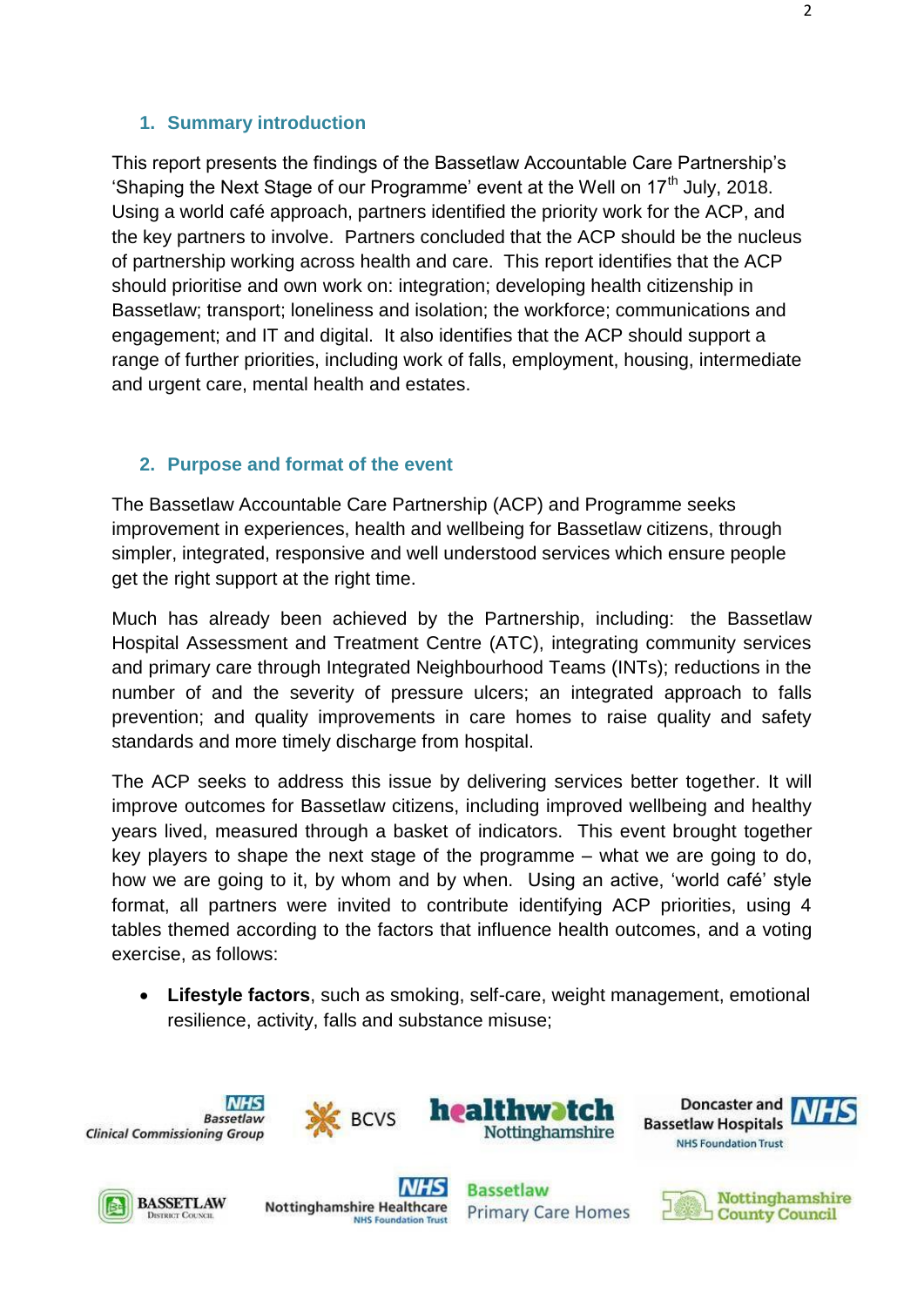## 1. Summary introduction

This report presents the findings of the Bassetlaw Accountable Care Partnership's 'Shaping the Next Stage of our Programme' event at the Well on 17th July, 2018. Using a world café approach, partners identified the priority work for the ACP, and the key partners to involve. Partners concluded that the ACP should be the nucleus of partnership working across health and care. This report identifies that the ACP should prioritise and own work on: integration; developing health citizenship in Bassetlaw; transport; loneliness and isolation; the workforce; communications and engagement; and IT and digital. It also identifies that the ACP should support a range of further priorities, including work of falls, employment, housing, intermediate and urgent care, mental health and estates.

## 2. Purpose and format of the event

The Bassetlaw Accountable Care Partnership (ACP) and Programme seeks improvement in experiences, health and wellbeing for Bassetlaw citizens, through simpler, integrated, responsive and well understood services which ensure people get the right support at the right time.

Much has already been achieved by the Partnership, including: the Bassetlaw Hospital Assessment and Treatment Centre (ATC), integrating community services and primary care through Integrated Neighbourhood Teams (INTs); reductions in the number of and the severity of pressure ulcers; an integrated approach to falls prevention; and quality improvements in care homes to raise quality and safety standards and more timely discharge from hospital.

The ACP seeks to address this issue by delivering services better together. It will improve outcomes for Bassetlaw citizens, including improved wellbeing and healthy years lived, measured through a basket of indicators. This event brought together key players to shape the next stage of the programme – what we are going to do, how we are going to it, by whom and by when. Using an active, 'world café' style format, all partners were invited to contribute identifying ACP priorities, using 4 tables themed according to the factors that influence health outcomes, and a voting exercise, as follows:

- **Lifestyle factors**, such as smoking, self-care, weight management, emotional resilience, activity, falls and substance misuse;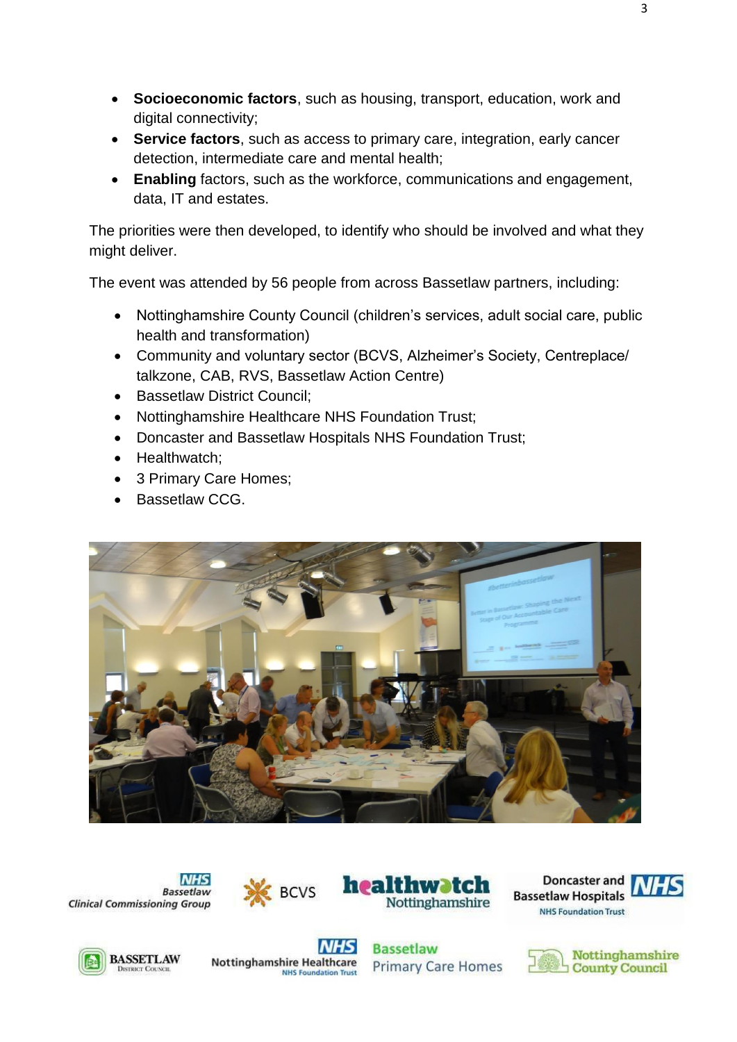- **Socioeconomic factors**, such as housing, transport, education, work and digital connectivity;
- **Service factors**, such as access to primary care, integration, early cancer detection, intermediate care and mental health;
- **Enabling** factors, such as the workforce, communications and engagement, data, IT and estates.

The priorities were then developed, to identify who should be involved and what they might deliver.

The event was attended by 56 people from across Bassetlaw partners, including:

- Nottinghamshire County Council (children's services, adult social care, public health and transformation)
- Community and voluntary sector (BCVS, Alzheimer's Society, Centreplace/ talkzone, CAB, RVS, Bassetlaw Action Centre)
- Bassetlaw District Council;
- Nottinghamshire Healthcare NHS Foundation Trust;
- Doncaster and Bassetlaw Hospitals NHS Foundation Trust;
- Healthwatch;
- 3 Primary Care Homes;
- Bassetlaw CCG.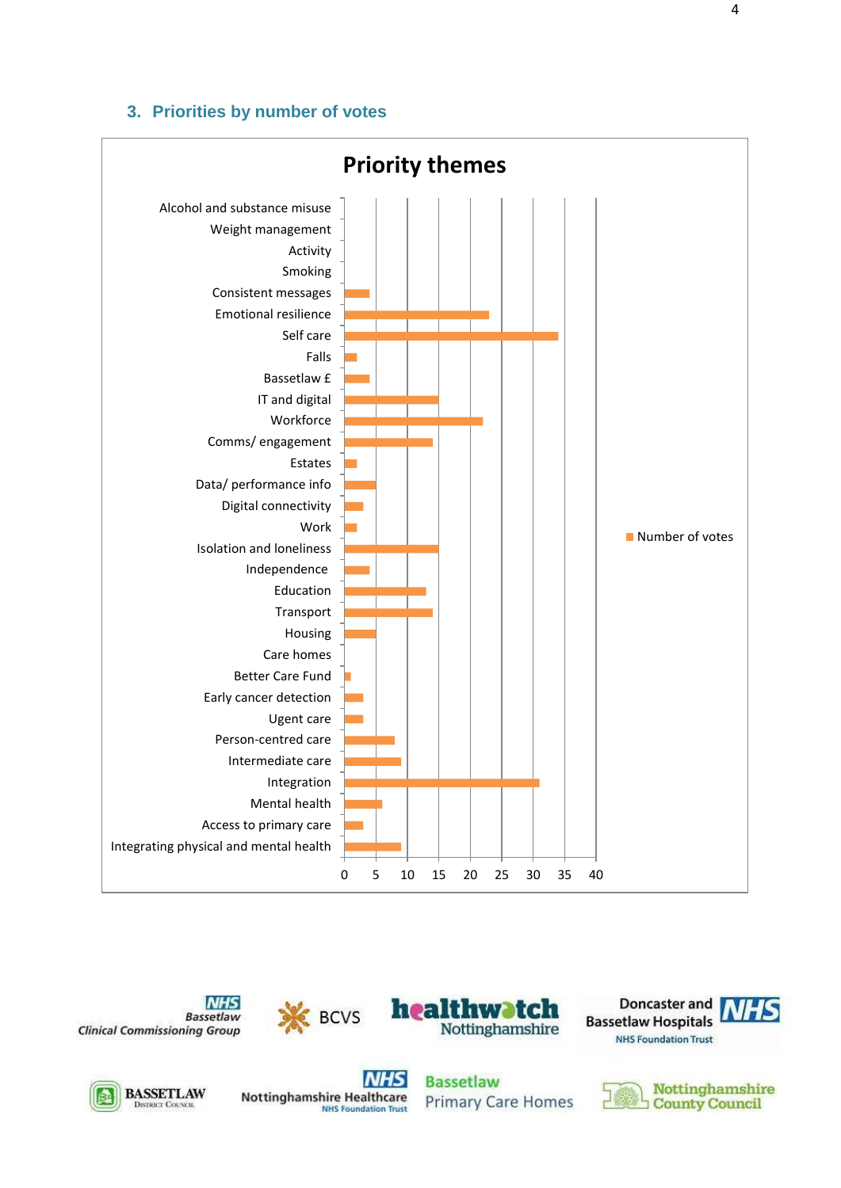## 3. Priorities by number of votes

**Priority themes**

| Theme | Number of votes |
|---|---|
| Alcohol and substance misuse | 0 |
| Weight management | 0 |
| Activity | 0 |
| Smoking | 0 |
| Consistent messages | 4 |
| Emotional resilience | 23 |
| Self care | 34 |
| Falls | 2 |
| Bassetlaw £ | 4 |
| IT and digital | 15 |
| Workforce | 22 |
| Comms/ engagement | 14 |
| Estates | 2 |
| Data/ performance info | 5 |
| Digital connectivity | 3 |
| Work | 2 |
| Isolation and loneliness | 15 |
| Independence | 4 |
| Education | 13 |
| Transport | 14 |
| Housing | 5 |
| Care homes | 0 |
| Better Care Fund | 1 |
| Early cancer detection | 3 |
| Ugent care | 3 |
| Person-centred care | 8 |
| Intermediate care | 9 |
| Integration | 31 |
| Mental health | 6 |
| Access to primary care | 3 |
| Integrating physical and mental health | 9 |

NHS Bassetlaw Clinical Commissioning Group · BCVS · healthwatch Nottinghamshire · Doncaster and Bassetlaw Hospitals NHS Foundation Trust · Bassetlaw District Council · Nottinghamshire Healthcare NHS Foundation Trust · Bassetlaw Primary Care Homes · Nottinghamshire County Council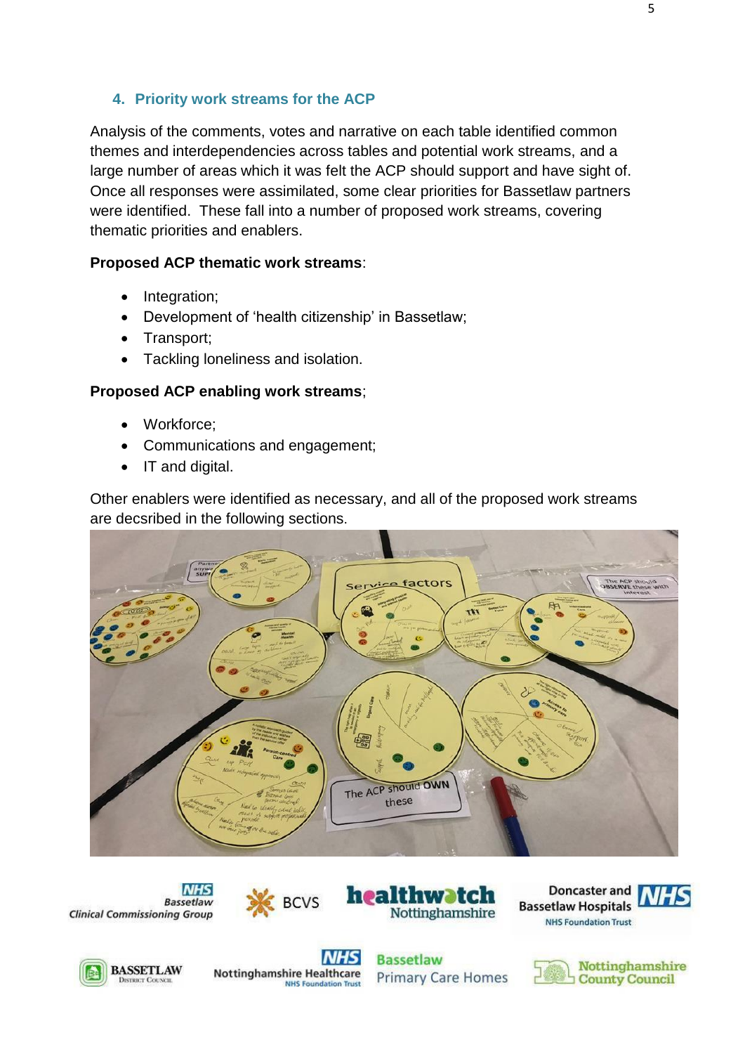## 4. Priority work streams for the ACP

Analysis of the comments, votes and narrative on each table identified common themes and interdependencies across tables and potential work streams, and a large number of areas which it was felt the ACP should support and have sight of. Once all responses were assimilated, some clear priorities for Bassetlaw partners were identified. These fall into a number of proposed work streams, covering thematic priorities and enablers.

**Proposed ACP thematic work streams**:

- Integration;
- Development of 'health citizenship' in Bassetlaw;
- Transport;
- Tackling loneliness and isolation.

**Proposed ACP enabling work streams**;

- Workforce;
- Communications and engagement;
- IT and digital.

Other enablers were identified as necessary, and all of the proposed work streams are decsribed in the following sections.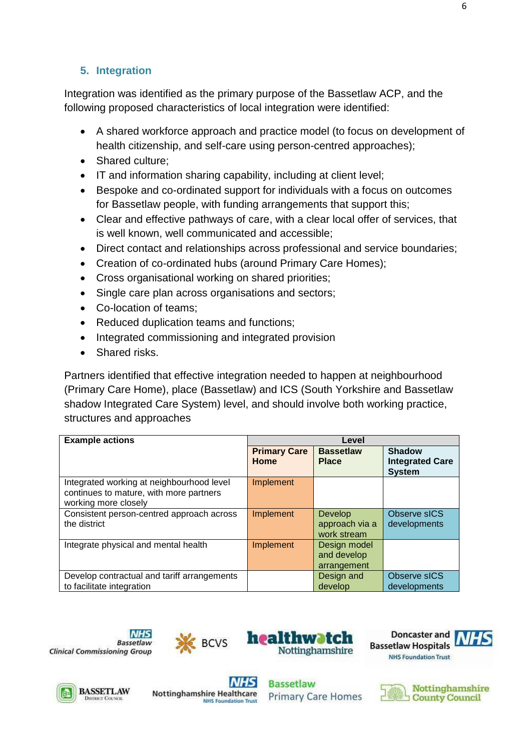## 5. Integration

Integration was identified as the primary purpose of the Bassetlaw ACP, and the following proposed characteristics of local integration were identified:

- A shared workforce approach and practice model (to focus on development of health citizenship, and self-care using person-centred approaches);
- Shared culture;
- IT and information sharing capability, including at client level;
- Bespoke and co-ordinated support for individuals with a focus on outcomes for Bassetlaw people, with funding arrangements that support this;
- Clear and effective pathways of care, with a clear local offer of services, that is well known, well communicated and accessible;
- Direct contact and relationships across professional and service boundaries;
- Creation of co-ordinated hubs (around Primary Care Homes);
- Cross organisational working on shared priorities;
- Single care plan across organisations and sectors;
- Co-location of teams;
- Reduced duplication teams and functions;
- Integrated commissioning and integrated provision
- Shared risks.

Partners identified that effective integration needed to happen at neighbourhood (Primary Care Home), place (Bassetlaw) and ICS (South Yorkshire and Bassetlaw shadow Integrated Care System) level, and should involve both working practice, structures and approaches

| **Example actions** | **Level** | | |
|---|---|---|---|
| | **Primary Care Home** | **Bassetlaw Place** | **Shadow Integrated Care System** |
| Integrated working at neighbourhood level continues to mature, with more partners working more closely | Implement | | |
| Consistent person-centred approach across the district | Implement | Develop approach via a work stream | Observe sICS developments |
| Integrate physical and mental health | Implement | Design model and develop arrangement | |
| Develop contractual and tariff arrangements to facilitate integration | | Design and develop | Observe sICS developments |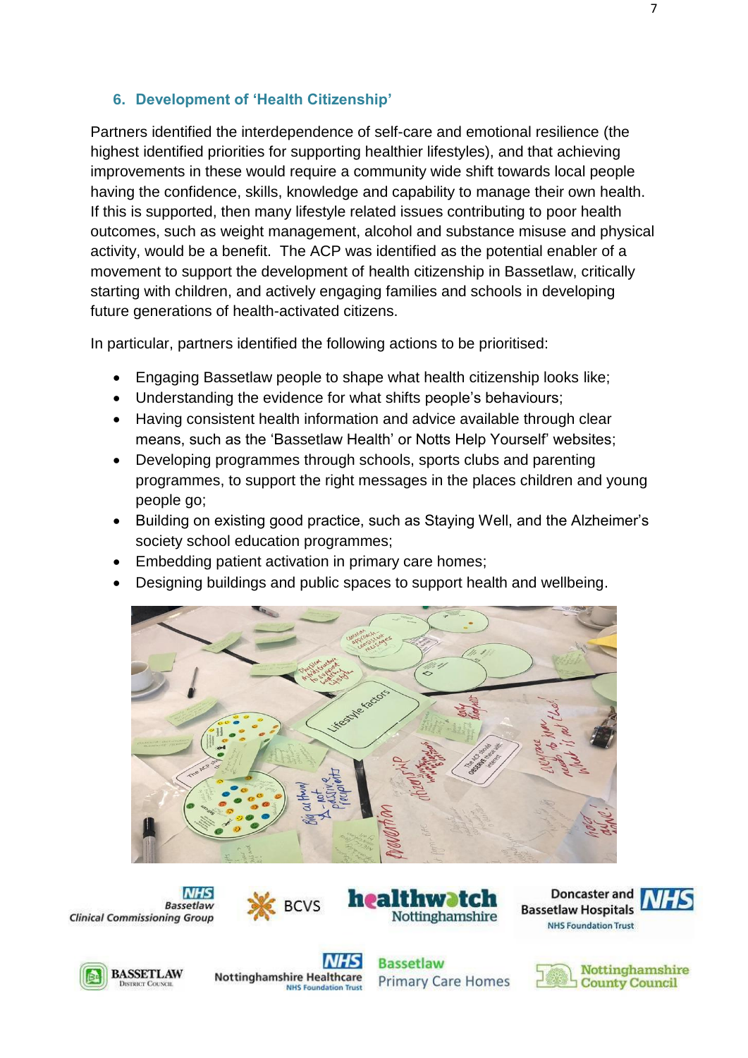## 6. Development of 'Health Citizenship'

Partners identified the interdependence of self-care and emotional resilience (the highest identified priorities for supporting healthier lifestyles), and that achieving improvements in these would require a community wide shift towards local people having the confidence, skills, knowledge and capability to manage their own health. If this is supported, then many lifestyle related issues contributing to poor health outcomes, such as weight management, alcohol and substance misuse and physical activity, would be a benefit. The ACP was identified as the potential enabler of a movement to support the development of health citizenship in Bassetlaw, critically starting with children, and actively engaging families and schools in developing future generations of health-activated citizens.

In particular, partners identified the following actions to be prioritised:

- Engaging Bassetlaw people to shape what health citizenship looks like;
- Understanding the evidence for what shifts people's behaviours;
- Having consistent health information and advice available through clear means, such as the 'Bassetlaw Health' or Notts Help Yourself' websites;
- Developing programmes through schools, sports clubs and parenting programmes, to support the right messages in the places children and young people go;
- Building on existing good practice, such as Staying Well, and the Alzheimer's society school education programmes;
- Embedding patient activation in primary care homes;
- Designing buildings and public spaces to support health and wellbeing.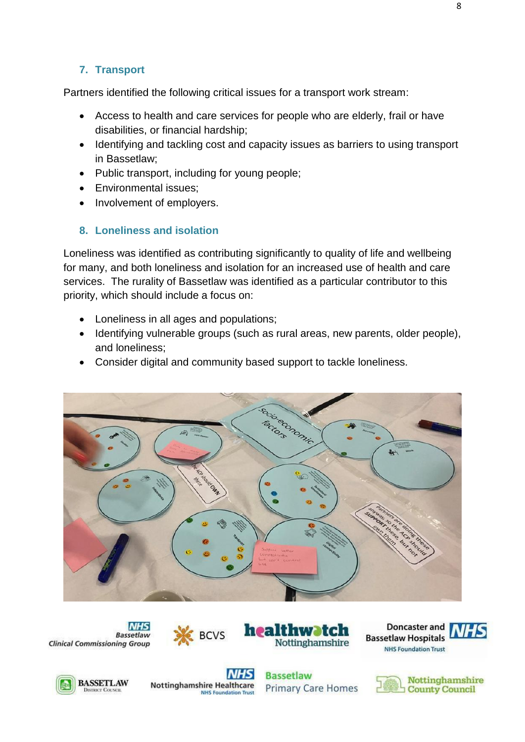## 7. Transport

Partners identified the following critical issues for a transport work stream:

- Access to health and care services for people who are elderly, frail or have disabilities, or financial hardship;
- Identifying and tackling cost and capacity issues as barriers to using transport in Bassetlaw;
- Public transport, including for young people;
- Environmental issues;
- Involvement of employers.

## 8. Loneliness and isolation

Loneliness was identified as contributing significantly to quality of life and wellbeing for many, and both loneliness and isolation for an increased use of health and care services. The rurality of Bassetlaw was identified as a particular contributor to this priority, which should include a focus on:

- Loneliness in all ages and populations;
- Identifying vulnerable groups (such as rural areas, new parents, older people), and loneliness;
- Consider digital and community based support to tackle loneliness.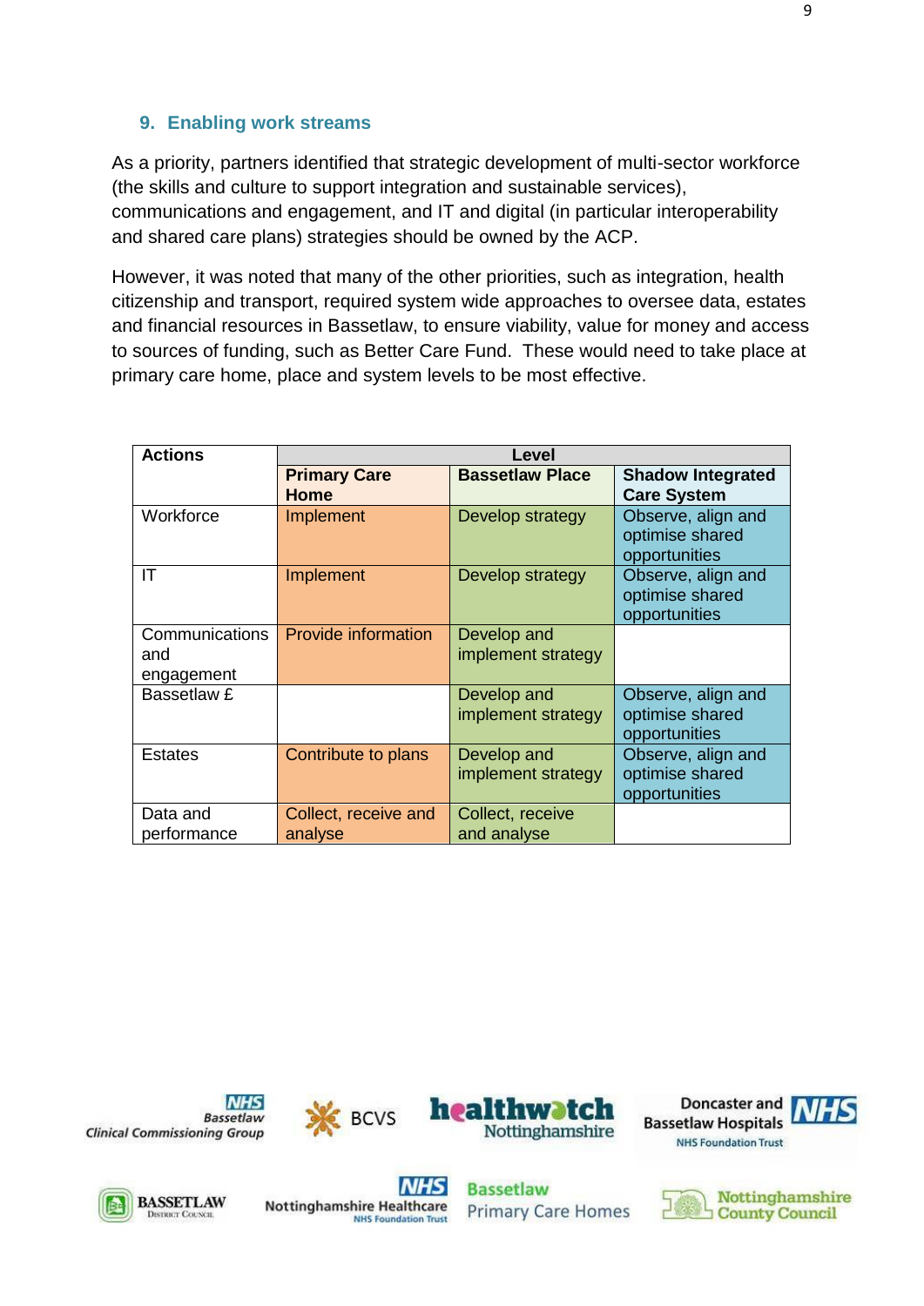## 9. Enabling work streams

As a priority, partners identified that strategic development of multi-sector workforce (the skills and culture to support integration and sustainable services), communications and engagement, and IT and digital (in particular interoperability and shared care plans) strategies should be owned by the ACP.

However, it was noted that many of the other priorities, such as integration, health citizenship and transport, required system wide approaches to oversee data, estates and financial resources in Bassetlaw, to ensure viability, value for money and access to sources of funding, such as Better Care Fund. These would need to take place at primary care home, place and system levels to be most effective.

| Actions | Level | | |
|---|---|---|---|
| | **Primary Care Home** | **Bassetlaw Place** | **Shadow Integrated Care System** |
| Workforce | Implement | Develop strategy | Observe, align and optimise shared opportunities |
| IT | Implement | Develop strategy | Observe, align and optimise shared opportunities |
| Communications and engagement | Provide information | Develop and implement strategy | |
| Bassetlaw £ | | Develop and implement strategy | Observe, align and optimise shared opportunities |
| Estates | Contribute to plans | Develop and implement strategy | Observe, align and optimise shared opportunities |
| Data and performance | Collect, receive and analyse | Collect, receive and analyse | |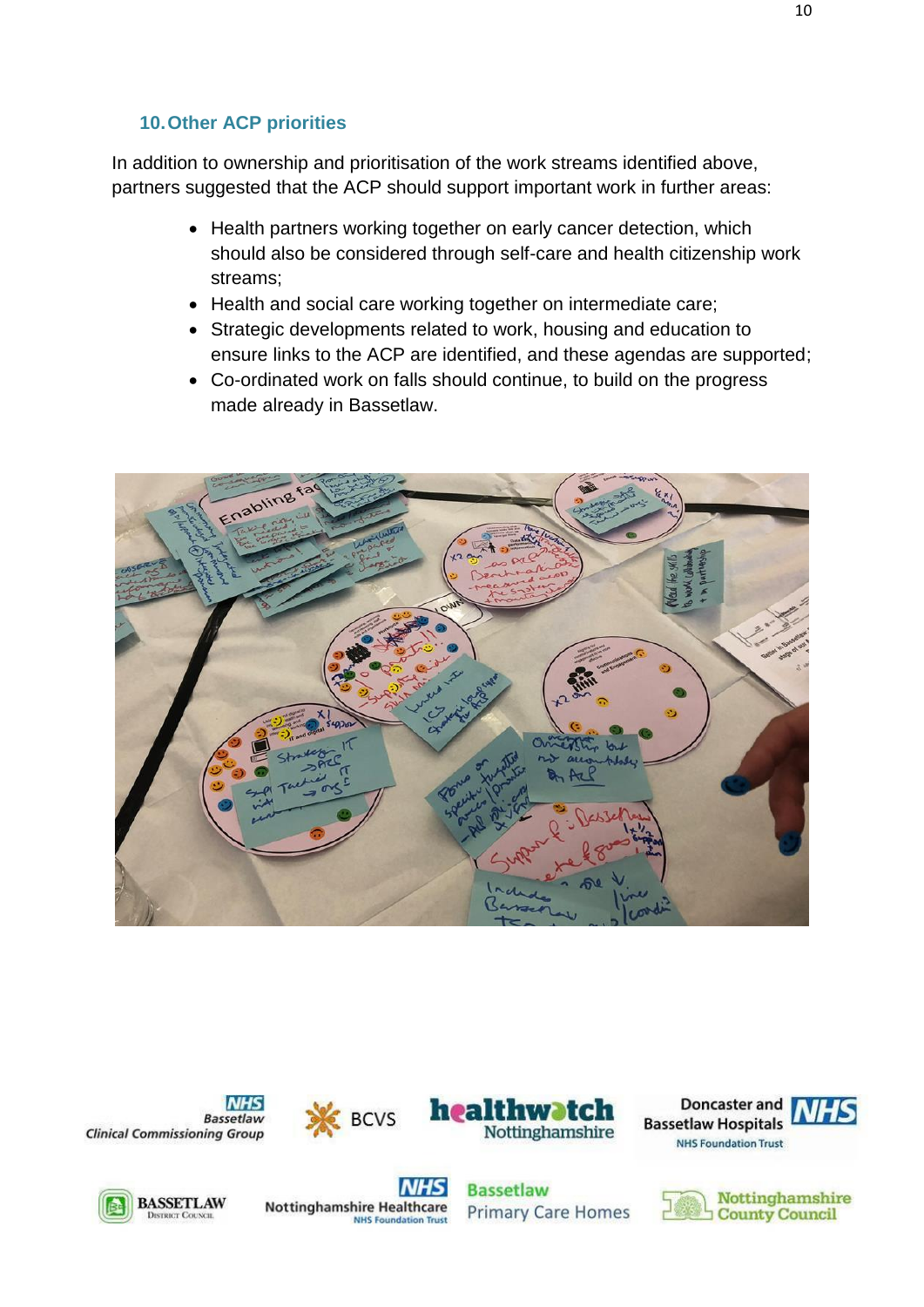## 10. Other ACP priorities

In addition to ownership and prioritisation of the work streams identified above, partners suggested that the ACP should support important work in further areas:

- Health partners working together on early cancer detection, which should also be considered through self-care and health citizenship work streams;
- Health and social care working together on intermediate care;
- Strategic developments related to work, housing and education to ensure links to the ACP are identified, and these agendas are supported;
- Co-ordinated work on falls should continue, to build on the progress made already in Bassetlaw.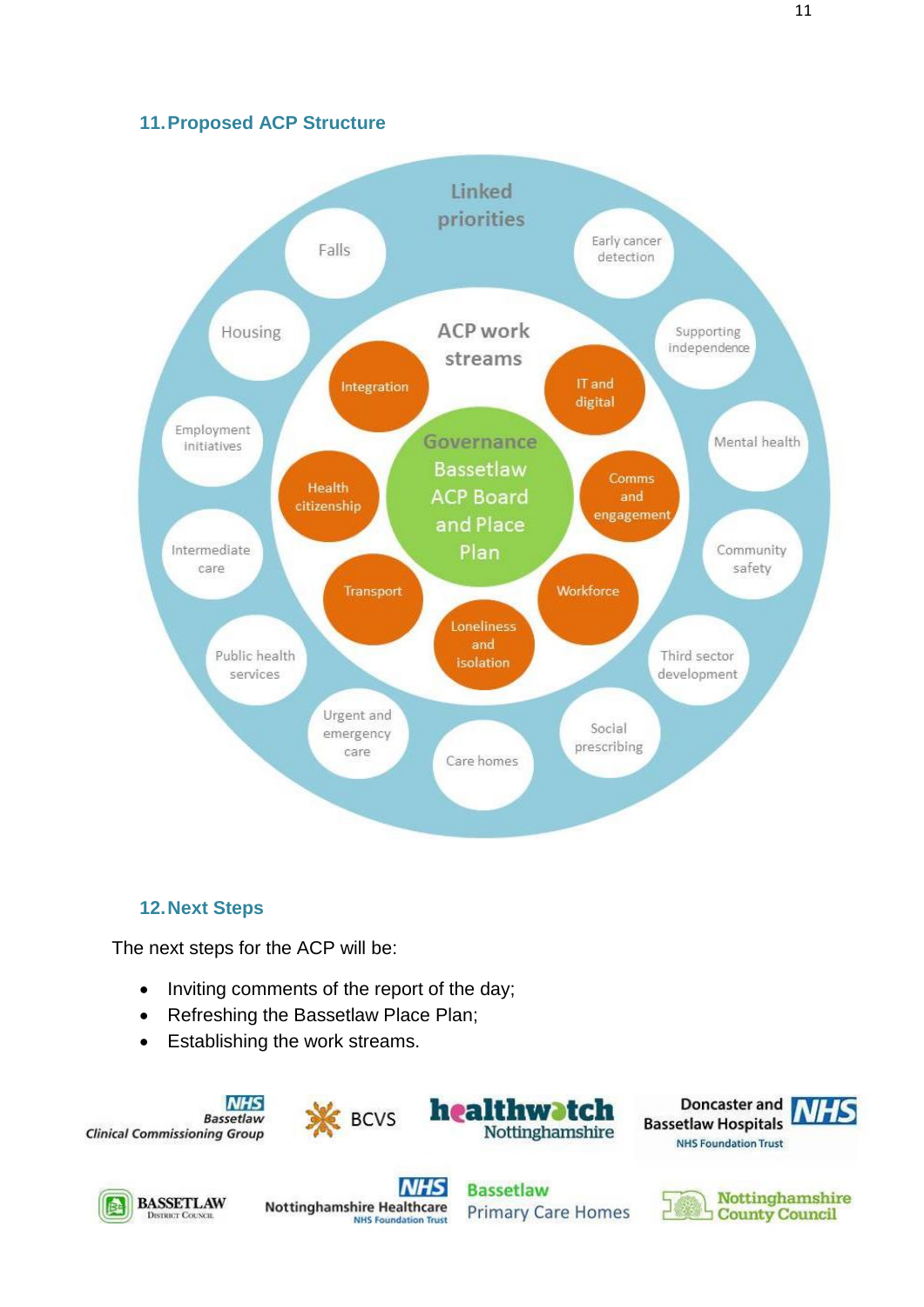## 11. Proposed ACP Structure

Linked priorities

Falls

Early cancer detection

Housing

Supporting independence

Employment initiatives

Mental health

Intermediate care

Community safety

Public health services

Third sector development

Urgent and emergency care

Care homes

Social prescribing

ACP work streams

Integration

IT and digital

Health citizenship

Comms and engagement

Transport

Workforce

Loneliness and isolation

Governance Bassetlaw ACP Board and Place Plan

## 12. Next Steps

The next steps for the ACP will be:

- Inviting comments of the report of the day;
- Refreshing the Bassetlaw Place Plan;
- Establishing the work streams.

NHS Bassetlaw Clinical Commissioning Group

BCVS

healthwatch Nottinghamshire

Doncaster and Bassetlaw Hospitals NHS Foundation Trust

BASSETLAW District Council

NHS Nottinghamshire Healthcare NHS Foundation Trust

Bassetlaw Primary Care Homes

Nottinghamshire County Council